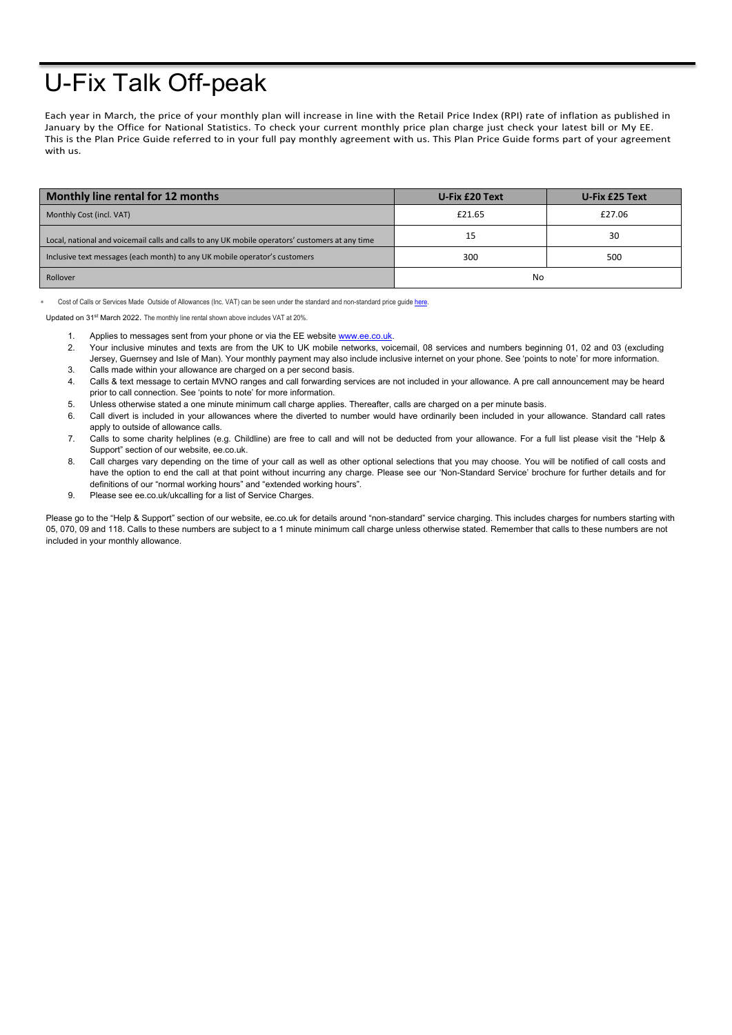# U-Fix Talk Off-peak

Each year in March, the price of your monthly plan will increase in line with the Retail Price Index (RPI) rate of inflation as published in January by the Office for National Statistics. To check your current monthly price plan charge just check your latest bill or My EE. This is the Plan Price Guide referred to in your full pay monthly agreement with us. This Plan Price Guide forms part of your agreement with us.

| Monthly line rental for 12 months | U-Fix £20 Text | U-Fix £25 Text |
|---|---|---|
| Monthly Cost (incl. VAT) | £21.65 | £27.06 |
| Local, national and voicemail calls and calls to any UK mobile operators' customers at any time | 15 | 30 |
| Inclusive text messages (each month) to any UK mobile operator's customers | 300 | 500 |
| Rollover | No | |

* Cost of Calls or Services Made Outside of Allowances (Inc. VAT) can be seen under the standard and non-standard price guide here.

Updated on 31st March 2022. The monthly line rental shown above includes VAT at 20%.

1. Applies to messages sent from your phone or via the EE website www.ee.co.uk.
2. Your inclusive minutes and texts are from the UK to UK mobile networks, voicemail, 08 services and numbers beginning 01, 02 and 03 (excluding Jersey, Guernsey and Isle of Man). Your monthly payment may also include inclusive internet on your phone. See 'points to note' for more information.
3. Calls made within your allowance are charged on a per second basis.
4. Calls & text message to certain MVNO ranges and call forwarding services are not included in your allowance. A pre call announcement may be heard prior to call connection. See 'points to note' for more information.
5. Unless otherwise stated a one minute minimum call charge applies. Thereafter, calls are charged on a per minute basis.
6. Call divert is included in your allowances where the diverted to number would have ordinarily been included in your allowance. Standard call rates apply to outside of allowance calls.
7. Calls to some charity helplines (e.g. Childline) are free to call and will not be deducted from your allowance. For a full list please visit the "Help & Support" section of our website, ee.co.uk.
8. Call charges vary depending on the time of your call as well as other optional selections that you may choose. You will be notified of call costs and have the option to end the call at that point without incurring any charge. Please see our 'Non-Standard Service' brochure for further details and for definitions of our "normal working hours" and "extended working hours".
9. Please see ee.co.uk/ukcalling for a list of Service Charges.

Please go to the "Help & Support" section of our website, ee.co.uk for details around "non-standard" service charging. This includes charges for numbers starting with 05, 070, 09 and 118. Calls to these numbers are subject to a 1 minute minimum call charge unless otherwise stated. Remember that calls to these numbers are not included in your monthly allowance.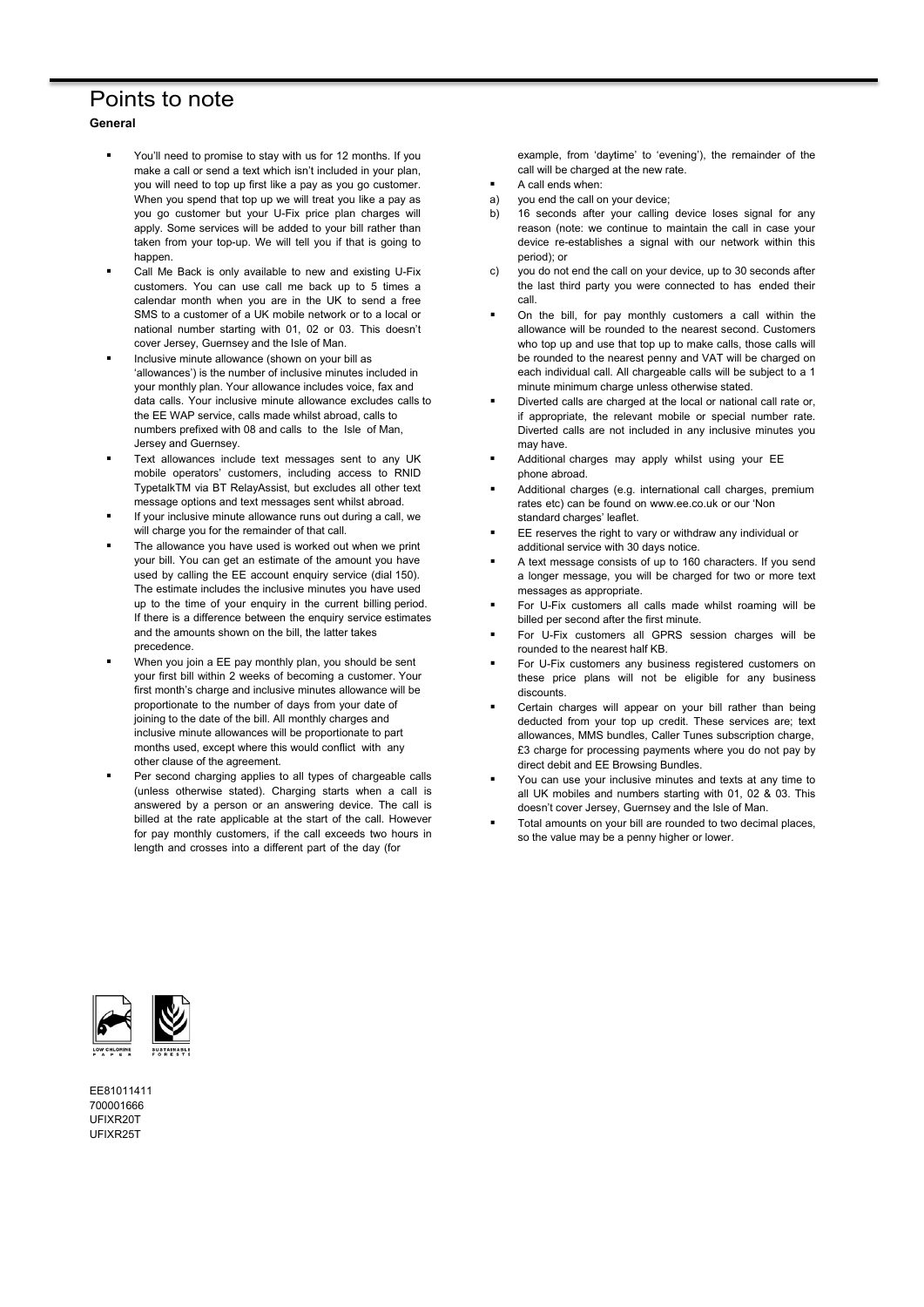# Points to note

**General**

- You'll need to promise to stay with us for 12 months. If you make a call or send a text which isn't included in your plan, you will need to top up first like a pay as you go customer. When you spend that top up we will treat you like a pay as you go customer but your U-Fix price plan charges will apply. Some services will be added to your bill rather than taken from your top-up. We will tell you if that is going to happen.
- Call Me Back is only available to new and existing U-Fix customers. You can use call me back up to 5 times a calendar month when you are in the UK to send a free SMS to a customer of a UK mobile network or to a local or national number starting with 01, 02 or 03. This doesn't cover Jersey, Guernsey and the Isle of Man.
- Inclusive minute allowance (shown on your bill as 'allowances') is the number of inclusive minutes included in your monthly plan. Your allowance includes voice, fax and data calls. Your inclusive minute allowance excludes calls to the EE WAP service, calls made whilst abroad, calls to numbers prefixed with 08 and calls to the Isle of Man, Jersey and Guernsey.
- Text allowances include text messages sent to any UK mobile operators' customers, including access to RNID TypetalkTM via BT RelayAssist, but excludes all other text message options and text messages sent whilst abroad.
- If your inclusive minute allowance runs out during a call, we will charge you for the remainder of that call.
- The allowance you have used is worked out when we print your bill. You can get an estimate of the amount you have used by calling the EE account enquiry service (dial 150). The estimate includes the inclusive minutes you have used up to the time of your enquiry in the current billing period. If there is a difference between the enquiry service estimates and the amounts shown on the bill, the latter takes precedence.
- When you join a EE pay monthly plan, you should be sent your first bill within 2 weeks of becoming a customer. Your first month's charge and inclusive minutes allowance will be proportionate to the number of days from your date of joining to the date of the bill. All monthly charges and inclusive minute allowances will be proportionate to part months used, except where this would conflict with any other clause of the agreement.
- Per second charging applies to all types of chargeable calls (unless otherwise stated). Charging starts when a call is answered by a person or an answering device. The call is billed at the rate applicable at the start of the call. However for pay monthly customers, if the call exceeds two hours in length and crosses into a different part of the day (for example, from 'daytime' to 'evening'), the remainder of the call will be charged at the new rate.
- A call ends when:

a) you end the call on your device;

b) 16 seconds after your calling device loses signal for any reason (note: we continue to maintain the call in case your device re-establishes a signal with our network within this period); or

c) you do not end the call on your device, up to 30 seconds after the last third party you were connected to has ended their call.

- On the bill, for pay monthly customers a call within the allowance will be rounded to the nearest second. Customers who top up and use that top up to make calls, those calls will be rounded to the nearest penny and VAT will be charged on each individual call. All chargeable calls will be subject to a 1 minute minimum charge unless otherwise stated.
- Diverted calls are charged at the local or national call rate or, if appropriate, the relevant mobile or special number rate. Diverted calls are not included in any inclusive minutes you may have.
- Additional charges may apply whilst using your EE phone abroad.
- Additional charges (e.g. international call charges, premium rates etc) can be found on www.ee.co.uk or our 'Non standard charges' leaflet.
- EE reserves the right to vary or withdraw any individual or additional service with 30 days notice.
- A text message consists of up to 160 characters. If you send a longer message, you will be charged for two or more text messages as appropriate.
- For U-Fix customers all calls made whilst roaming will be billed per second after the first minute.
- For U-Fix customers all GPRS session charges will be rounded to the nearest half KB.
- For U-Fix customers any business registered customers on these price plans will not be eligible for any business discounts.
- Certain charges will appear on your bill rather than being deducted from your top up credit. These services are; text allowances, MMS bundles, Caller Tunes subscription charge, £3 charge for processing payments where you do not pay by direct debit and EE Browsing Bundles.
- You can use your inclusive minutes and texts at any time to all UK mobiles and numbers starting with 01, 02 & 03. This doesn't cover Jersey, Guernsey and the Isle of Man.
- Total amounts on your bill are rounded to two decimal places, so the value may be a penny higher or lower.

LOW CHLORINE PAPER

SUSTAINABLE FORESTS

EE81011411
700001666
UFIXR20T
UFIXR25T